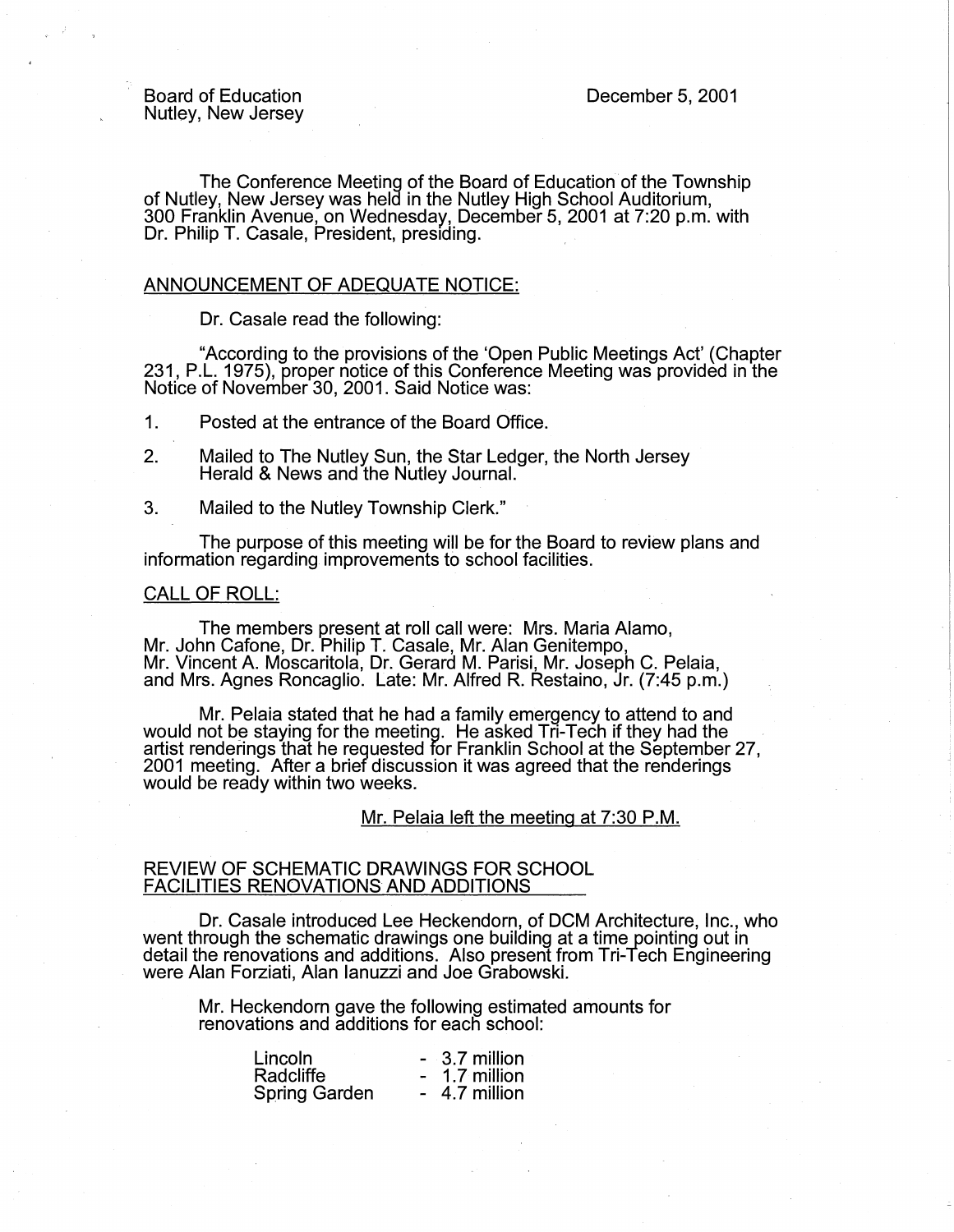Board of Education
Nutley, New Jersey

December 5, 2001

The Conference Meeting of the Board of Education of the Township of Nutley, New Jersey was held in the Nutley High School Auditorium, 300 Franklin Avenue, on Wednesday, December 5, 2001 at 7:20 p.m. with Dr. Philip T. Casale, President, presiding.

## ANNOUNCEMENT OF ADEQUATE NOTICE:

Dr. Casale read the following:

"According to the provisions of the 'Open Public Meetings Act' (Chapter 231, P.L. 1975), proper notice of this Conference Meeting was provided in the Notice of November 30, 2001. Said Notice was:

1. Posted at the entrance of the Board Office.
2. Mailed to The Nutley Sun, the Star Ledger, the North Jersey Herald & News and the Nutley Journal.
3. Mailed to the Nutley Township Clerk."

The purpose of this meeting will be for the Board to review plans and information regarding improvements to school facilities.

## CALL OF ROLL:

The members present at roll call were: Mrs. Maria Alamo, Mr. John Cafone, Dr. Philip T. Casale, Mr. Alan Genitempo, Mr. Vincent A. Moscaritola, Dr. Gerard M. Parisi, Mr. Joseph C. Pelaia, and Mrs. Agnes Roncaglio. Late: Mr. Alfred R. Restaino, Jr. (7:45 p.m.)

Mr. Pelaia stated that he had a family emergency to attend to and would not be staying for the meeting. He asked Tri-Tech if they had the artist renderings that he requested for Franklin School at the September 27, 2001 meeting. After a brief discussion it was agreed that the renderings would be ready within two weeks.

Mr. Pelaia left the meeting at 7:30 P.M.

## REVIEW OF SCHEMATIC DRAWINGS FOR SCHOOL FACILITIES RENOVATIONS AND ADDITIONS

Dr. Casale introduced Lee Heckendorn, of DCM Architecture, Inc., who went through the schematic drawings one building at a time pointing out in detail the renovations and additions. Also present from Tri-Tech Engineering were Alan Forziati, Alan Ianuzzi and Joe Grabowski.

Mr. Heckendorn gave the following estimated amounts for renovations and additions for each school:

| | |
|---|---|
| Lincoln | - 3.7 million |
| Radcliffe | - 1.7 million |
| Spring Garden | - 4.7 million |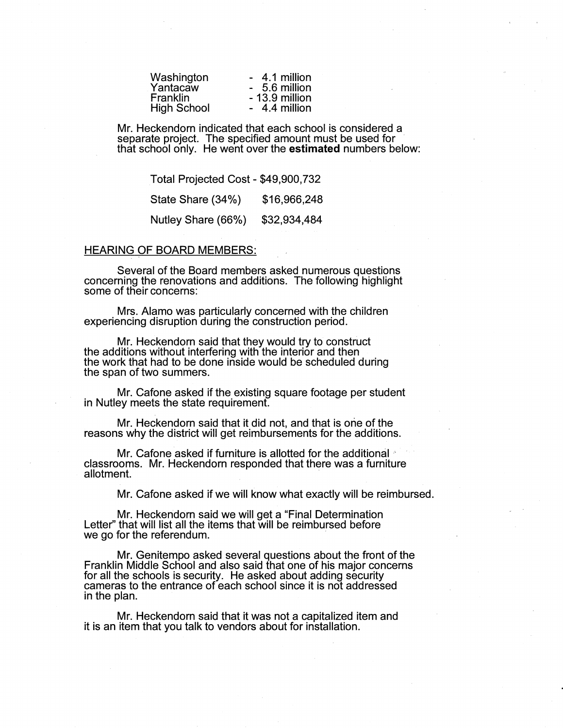| | |
|---|---|
| Washington | - 4.1 million |
| Yantacaw | - 5.6 million |
| Franklin | - 13.9 million |
| High School | - 4.4 million |

Mr. Heckendorn indicated that each school is considered a separate project. The specified amount must be used for that school only. He went over the **estimated** numbers below:

| | |
|---|---|
| Total Projected Cost - | $49,900,732 |
| State Share (34%) | $16,966,248 |
| Nutley Share (66%) | $32,934,484 |

## HEARING OF BOARD MEMBERS:

Several of the Board members asked numerous questions concerning the renovations and additions. The following highlight some of their concerns:

Mrs. Alamo was particularly concerned with the children experiencing disruption during the construction period.

Mr. Heckendorn said that they would try to construct the additions without interfering with the interior and then the work that had to be done inside would be scheduled during the span of two summers.

Mr. Cafone asked if the existing square footage per student in Nutley meets the state requirement.

Mr. Heckendorn said that it did not, and that is one of the reasons why the district will get reimbursements for the additions.

Mr. Cafone asked if furniture is allotted for the additional classrooms. Mr. Heckendorn responded that there was a furniture allotment.

Mr. Cafone asked if we will know what exactly will be reimbursed.

Mr. Heckendorn said we will get a "Final Determination Letter" that will list all the items that will be reimbursed before we go for the referendum.

Mr. Genitempo asked several questions about the front of the Franklin Middle School and also said that one of his major concerns for all the schools is security. He asked about adding security cameras to the entrance of each school since it is not addressed in the plan.

Mr. Heckendorn said that it was not a capitalized item and it is an item that you talk to vendors about for installation.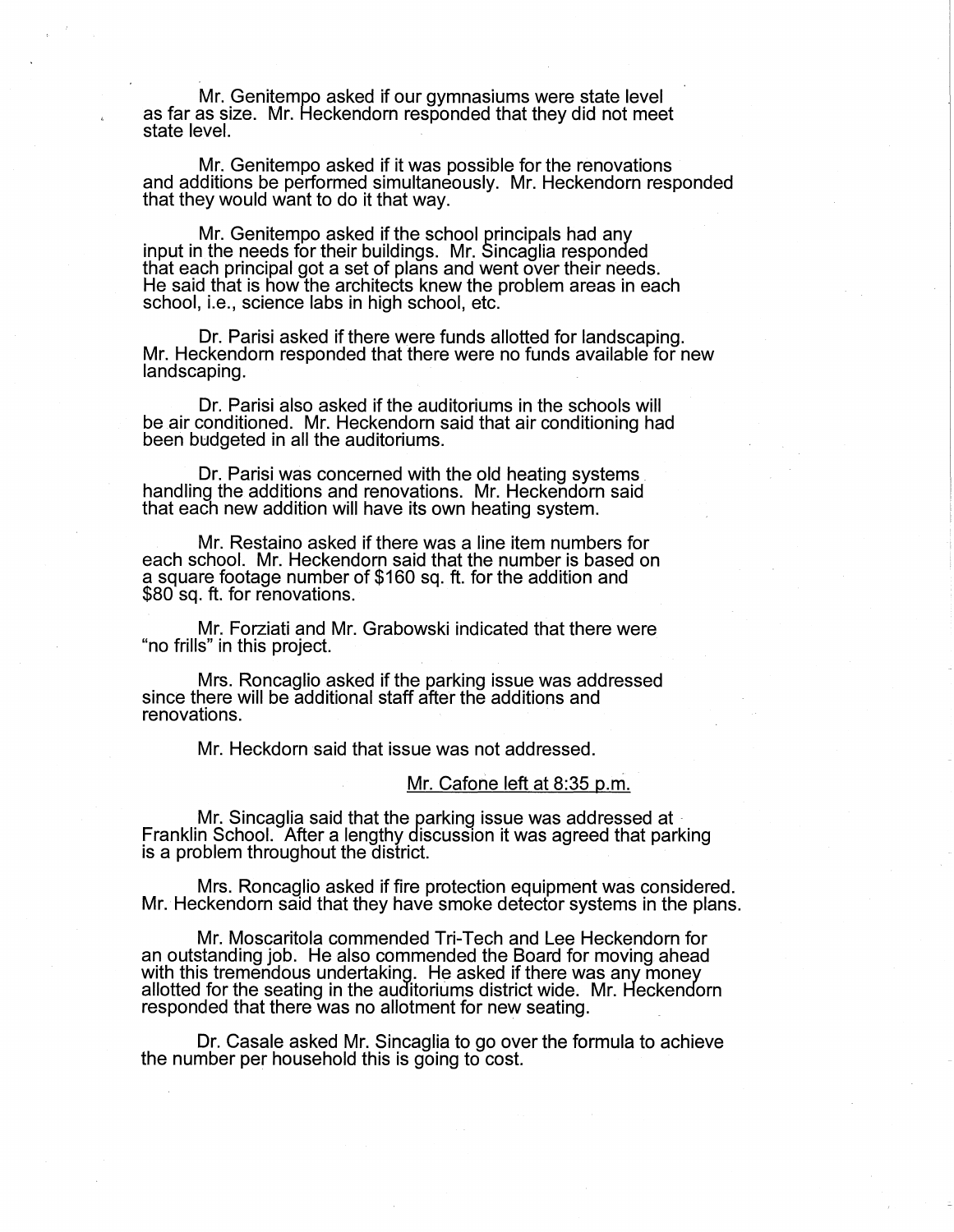Mr. Genitempo asked if our gymnasiums were state level as far as size. Mr. Heckendorn responded that they did not meet state level.

Mr. Genitempo asked if it was possible for the renovations and additions be performed simultaneously. Mr. Heckendorn responded that they would want to do it that way.

Mr. Genitempo asked if the school principals had any input in the needs for their buildings. Mr. Sincaglia responded that each principal got a set of plans and went over their needs. He said that is how the architects knew the problem areas in each school, i.e., science labs in high school, etc.

Dr. Parisi asked if there were funds allotted for landscaping. Mr. Heckendorn responded that there were no funds available for new landscaping.

Dr. Parisi also asked if the auditoriums in the schools will be air conditioned. Mr. Heckendorn said that air conditioning had been budgeted in all the auditoriums.

Dr. Parisi was concerned with the old heating systems handling the additions and renovations. Mr. Heckendorn said that each new addition will have its own heating system.

Mr. Restaino asked if there was a line item numbers for each school. Mr. Heckendorn said that the number is based on a square footage number of $160 sq. ft. for the addition and $80 sq. ft. for renovations.

Mr. Forziati and Mr. Grabowski indicated that there were "no frills" in this project.

Mrs. Roncaglio asked if the parking issue was addressed since there will be additional staff after the additions and renovations.

Mr. Heckdorn said that issue was not addressed.

Mr. Cafone left at 8:35 p.m.

Mr. Sincaglia said that the parking issue was addressed at Franklin School. After a lengthy discussion it was agreed that parking is a problem throughout the district.

Mrs. Roncaglio asked if fire protection equipment was considered. Mr. Heckendorn said that they have smoke detector systems in the plans.

Mr. Moscaritola commended Tri-Tech and Lee Heckendorn for an outstanding job. He also commended the Board for moving ahead with this tremendous undertaking. He asked if there was any money allotted for the seating in the auditoriums district wide. Mr. Heckendorn responded that there was no allotment for new seating.

Dr. Casale asked Mr. Sincaglia to go over the formula to achieve the number per household this is going to cost.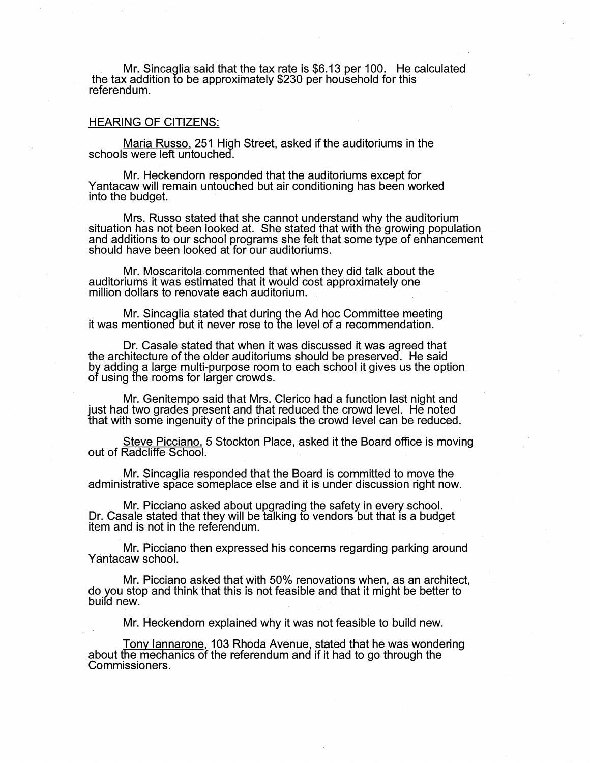Mr. Sincaglia said that the tax rate is $6.13 per 100. He calculated the tax addition to be approximately $230 per household for this referendum.

HEARING OF CITIZENS:

Maria Russo, 251 High Street, asked if the auditoriums in the schools were left untouched.

Mr. Heckendorn responded that the auditoriums except for Yantacaw will remain untouched but air conditioning has been worked into the budget.

Mrs. Russo stated that she cannot understand why the auditorium situation has not been looked at. She stated that with the growing population and additions to our school programs she felt that some type of enhancement should have been looked at for our auditoriums.

Mr. Moscaritola commented that when they did talk about the auditoriums it was estimated that it would cost approximately one million dollars to renovate each auditorium.

Mr. Sincaglia stated that during the Ad hoc Committee meeting it was mentioned but it never rose to the level of a recommendation.

Dr. Casale stated that when it was discussed it was agreed that the architecture of the older auditoriums should be preserved. He said by adding a large multi-purpose room to each school it gives us the option of using the rooms for larger crowds.

Mr. Genitempo said that Mrs. Clerico had a function last night and just had two grades present and that reduced the crowd level. He noted that with some ingenuity of the principals the crowd level can be reduced.

Steve Picciano, 5 Stockton Place, asked it the Board office is moving out of Radcliffe School.

Mr. Sincaglia responded that the Board is committed to move the administrative space someplace else and it is under discussion right now.

Mr. Picciano asked about upgrading the safety in every school. Dr. Casale stated that they will be talking to vendors but that is a budget item and is not in the referendum.

Mr. Picciano then expressed his concerns regarding parking around Yantacaw school.

Mr. Picciano asked that with 50% renovations when, as an architect, do you stop and think that this is not feasible and that it might be better to build new.

Mr. Heckendorn explained why it was not feasible to build new.

Tony Iannarone, 103 Rhoda Avenue, stated that he was wondering about the mechanics of the referendum and if it had to go through the Commissioners.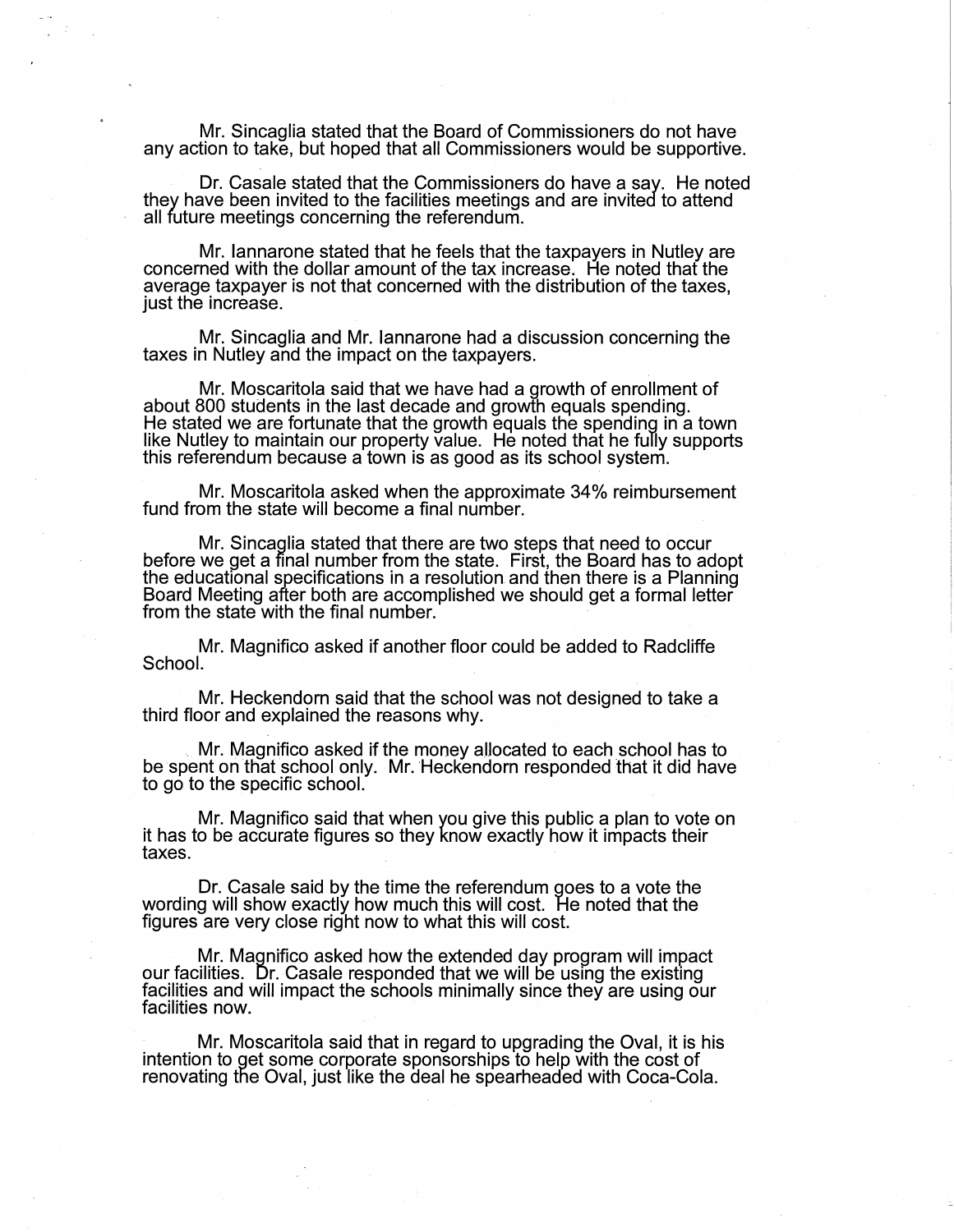Mr. Sincaglia stated that the Board of Commissioners do not have any action to take, but hoped that all Commissioners would be supportive.

Dr. Casale stated that the Commissioners do have a say. He noted they have been invited to the facilities meetings and are invited to attend all future meetings concerning the referendum.

Mr. Iannarone stated that he feels that the taxpayers in Nutley are concerned with the dollar amount of the tax increase. He noted that the average taxpayer is not that concerned with the distribution of the taxes, just the increase.

Mr. Sincaglia and Mr. Iannarone had a discussion concerning the taxes in Nutley and the impact on the taxpayers.

Mr. Moscaritola said that we have had a growth of enrollment of about 800 students in the last decade and growth equals spending. He stated we are fortunate that the growth equals the spending in a town like Nutley to maintain our property value. He noted that he fully supports this referendum because a town is as good as its school system.

Mr. Moscaritola asked when the approximate 34% reimbursement fund from the state will become a final number.

Mr. Sincaglia stated that there are two steps that need to occur before we get a final number from the state. First, the Board has to adopt the educational specifications in a resolution and then there is a Planning Board Meeting after both are accomplished we should get a formal letter from the state with the final number.

Mr. Magnifico asked if another floor could be added to Radcliffe School.

Mr. Heckendorn said that the school was not designed to take a third floor and explained the reasons why.

Mr. Magnifico asked if the money allocated to each school has to be spent on that school only. Mr. Heckendorn responded that it did have to go to the specific school.

Mr. Magnifico said that when you give this public a plan to vote on it has to be accurate figures so they know exactly how it impacts their taxes.

Dr. Casale said by the time the referendum goes to a vote the wording will show exactly how much this will cost. He noted that the figures are very close right now to what this will cost.

Mr. Magnifico asked how the extended day program will impact our facilities. Dr. Casale responded that we will be using the existing facilities and will impact the schools minimally since they are using our facilities now.

Mr. Moscaritola said that in regard to upgrading the Oval, it is his intention to get some corporate sponsorships to help with the cost of renovating the Oval, just like the deal he spearheaded with Coca-Cola.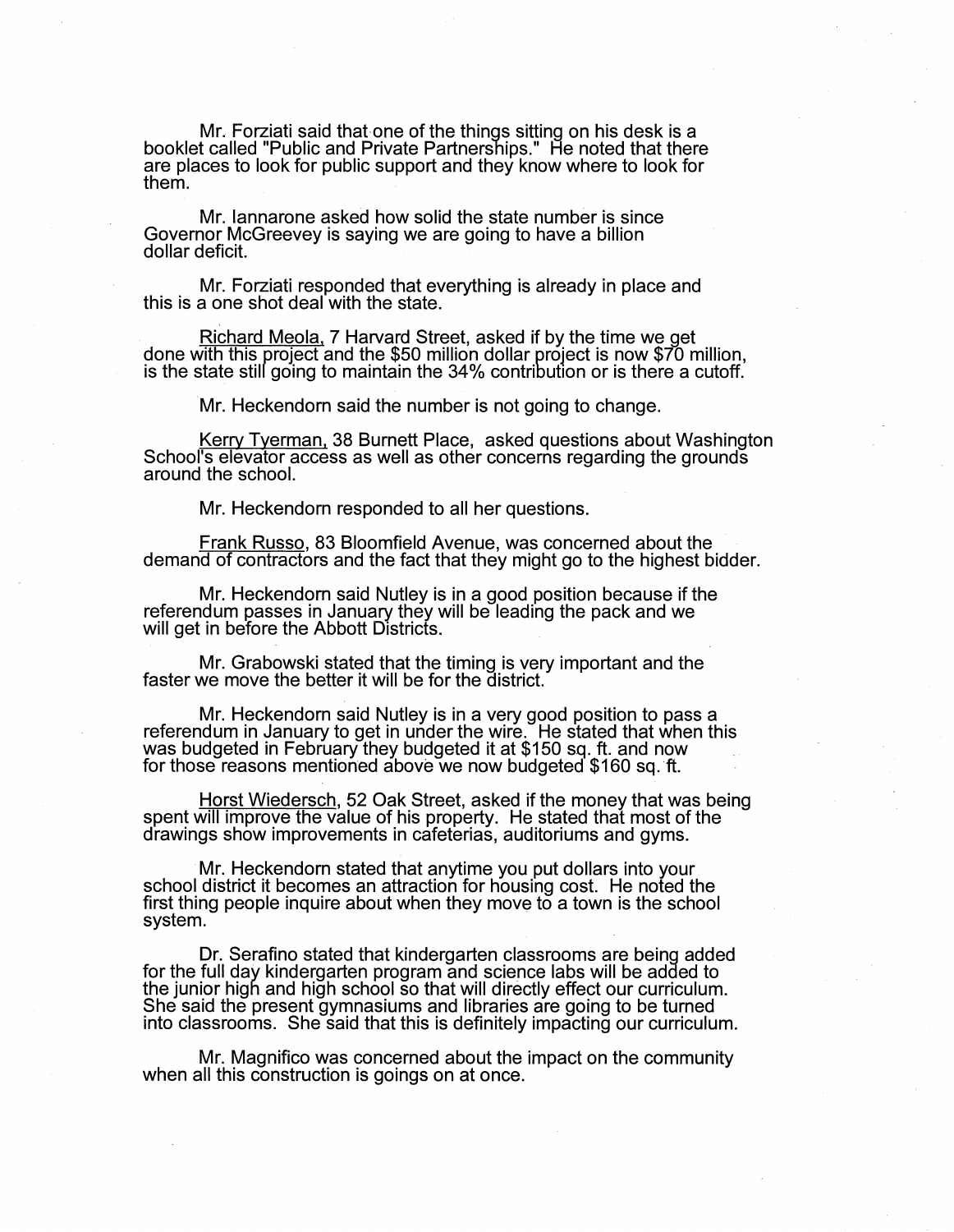Mr. Forziati said that one of the things sitting on his desk is a booklet called "Public and Private Partnerships." He noted that there are places to look for public support and they know where to look for them.

Mr. Iannarone asked how solid the state number is since Governor McGreevey is saying we are going to have a billion dollar deficit.

Mr. Forziati responded that everything is already in place and this is a one shot deal with the state.

Richard Meola, 7 Harvard Street, asked if by the time we get done with this project and the $50 million dollar project is now $70 million, is the state still going to maintain the 34% contribution or is there a cutoff.

Mr. Heckendorn said the number is not going to change.

Kerry Tyerman, 38 Burnett Place, asked questions about Washington School's elevator access as well as other concerns regarding the grounds around the school.

Mr. Heckendorn responded to all her questions.

Frank Russo, 83 Bloomfield Avenue, was concerned about the demand of contractors and the fact that they might go to the highest bidder.

Mr. Heckendorn said Nutley is in a good position because if the referendum passes in January they will be leading the pack and we will get in before the Abbott Districts.

Mr. Grabowski stated that the timing is very important and the faster we move the better it will be for the district.

Mr. Heckendorn said Nutley is in a very good position to pass a referendum in January to get in under the wire. He stated that when this was budgeted in February they budgeted it at $150 sq. ft. and now for those reasons mentioned above we now budgeted $160 sq. ft.

Horst Wiedersch, 52 Oak Street, asked if the money that was being spent will improve the value of his property. He stated that most of the drawings show improvements in cafeterias, auditoriums and gyms.

Mr. Heckendorn stated that anytime you put dollars into your school district it becomes an attraction for housing cost. He noted the first thing people inquire about when they move to a town is the school system.

Dr. Serafino stated that kindergarten classrooms are being added for the full day kindergarten program and science labs will be added to the junior high and high school so that will directly effect our curriculum. She said the present gymnasiums and libraries are going to be turned into classrooms. She said that this is definitely impacting our curriculum.

Mr. Magnifico was concerned about the impact on the community when all this construction is goings on at once.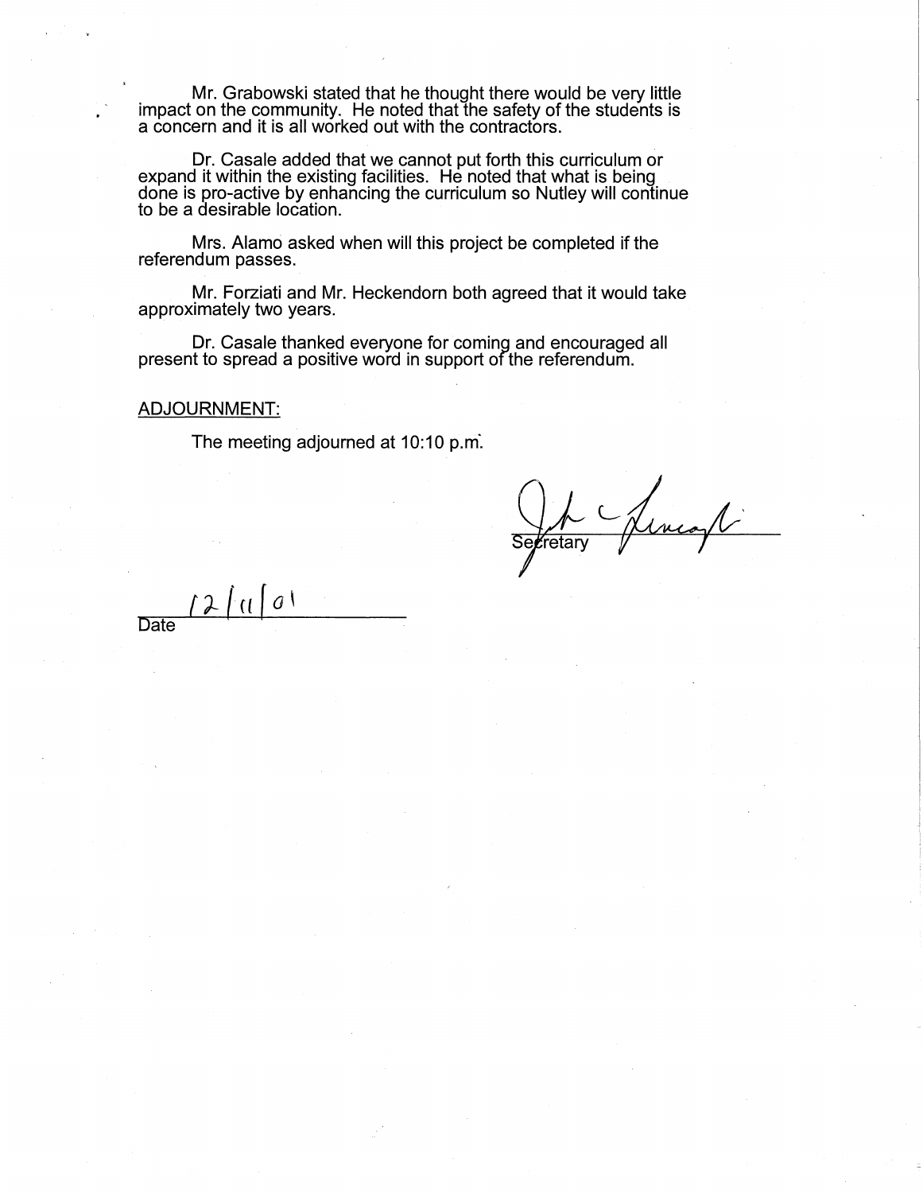Mr. Grabowski stated that he thought there would be very little impact on the community. He noted that the safety of the students is a concern and it is all worked out with the contractors.

Dr. Casale added that we cannot put forth this curriculum or expand it within the existing facilities. He noted that what is being done is pro-active by enhancing the curriculum so Nutley will continue to be a desirable location.

Mrs. Alamo asked when will this project be completed if the referendum passes.

Mr. Forziati and Mr. Heckendorn both agreed that it would take approximately two years.

Dr. Casale thanked everyone for coming and encouraged all present to spread a positive word in support of the referendum.

ADJOURNMENT:

The meeting adjourned at 10:10 p.m.

Secretary

Date 12/11/01